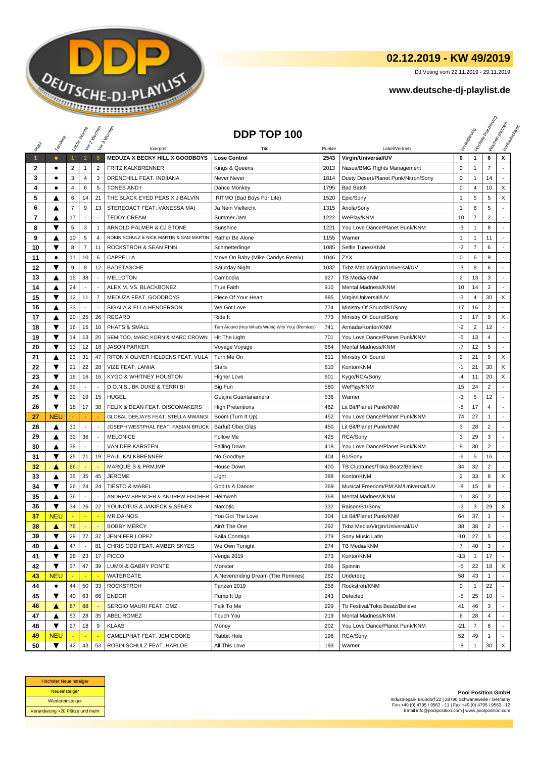# DEUTSCHE-DJ-PLAYLIST

## 02.12.2019 - KW 49/2019

DJ Voting vom 22.11.2019 - 29.11.2019

**www.deutsche-dj-playlist.de**

## DDP TOP 100

| Platz | Tendenz | Letzte Woche | Vor 2 Wochen | Vor 3 Wochen | Interpret | Titel | Punkte | Label/Vertrieb | Veränderung | Höchste Platzierung | Wochen platziert | Verkaufscharts |
|---|---|---|---|---|---|---|---|---|---|---|---|---|
| 1 | ● | 1 | 2 | 8 | **MEDUZA X BECKY HILL X GOODBOYS** | **Lose Control** | **2543** | **Virgin/Universal/UV** | **0** | **1** | **6** | **X** |
| 2 | ● | 2 | 1 | 2 | FRITZ KALKBRENNER | Kings & Queens | 2013 | Nasua/BMG Rights Management | 0 | 1 | 7 | - |
| 3 | ● | 3 | 4 | 3 | DRENCHILL FEAT. INDIIANA | Never Never | 1814 | Dusty Desert/Planet Punk/Nitron/Sony | 0 | 1 | 14 | - |
| 4 | ● | 4 | 6 | 5 | TONES AND I | Dance Monkey | 1795 | Bad Batch | 0 | 4 | 10 | X |
| 5 | ▲ | 6 | 14 | 21 | THE BLACK EYED PEAS X J BALVIN | RITMO (Bad Boys For Life) | 1520 | Epic/Sony | 1 | 5 | 5 | X |
| 6 | ▲ | 7 | 9 | 13 | STEREOACT FEAT. VANESSA MAI | Ja Nein Vielleicht | 1315 | Ariola/Sony | 1 | 6 | 5 | - |
| 7 | ▲ | 17 | - | - | TEDDY CREAM | Summer Jam | 1222 | WePlay/KNM | 10 | 7 | 2 | - |
| 8 | ▼ | 5 | 3 | 1 | ARNOLD PALMER & CJ STONE | Sunshine | 1221 | You Love Dance/Planet Punk/KNM | -3 | 1 | 8 | - |
| 9 | ▲ | 10 | 5 | 4 | ROBIN SCHULZ & NICK MARTIN & SAM MARTIN | Rather Be Alone | 1155 | Warner | 1 | 1 | 11 | - |
| 10 | ▼ | 8 | 7 | 11 | ROCKSTROH & SEAN FINN | Schmetterlinge | 1085 | Selfie Tunes/KNM | -2 | 7 | 6 | - |
| 11 | ● | 11 | 10 | 6 | CAPPELLA | Move On Baby (Mike Candys Remix) | 1046 | ZYX | 0 | 6 | 9 | - |
| 12 | ▼ | 9 | 8 | 12 | BADETASCHE | Saturday Night | 1032 | Tkbz Media/Virgin/Universal/UV | -3 | 8 | 6 | - |
| 13 | ▲ | 15 | 38 | - | MELLOTON | Cambodia | 927 | TB Media/KNM | 2 | 13 | 3 | - |
| 14 | ▲ | 24 | - | - | ALEX M. VS. BLACKBONEZ | True Faith | 910 | Mental Madness/KNM | 10 | 14 | 2 | - |
| 15 | ▼ | 12 | 11 | 7 | MEDUZA FEAT. GOODBOYS | Piece Of Your Heart | 885 | Virgin/Universal/UV | -3 | 4 | 30 | X |
| 16 | ▲ | 33 | - | - | SIGALA & ELLA HENDERSON | We Got Love | 774 | Ministry Of Sound/B1/Sony | 17 | 16 | 2 | - |
| 17 | ▲ | 20 | 25 | 26 | REGARD | Ride It | 773 | Ministry Of Sound/Sony | 3 | 17 | 9 | X |
| 18 | ▼ | 16 | 15 | 10 | PHATS & SMALL | Turn Around (Hey What's Wrong With You) (Remixes) | 741 | Armada/Kontor/KNM | -2 | 2 | 12 | - |
| 19 | ▼ | 14 | 13 | 20 | SEMITOO, MARC KORN & MARC CROWN | Hit The Light | 701 | You Love Dance/Planet Punk/KNM | -5 | 13 | 4 | - |
| 20 | ▼ | 13 | 12 | 18 | JASON PARKER | Voyage Voyage | 664 | Mental Madness/KNM | -7 | 12 | 5 | - |
| 21 | ▲ | 23 | 31 | 47 | RITON X OLIVER HELDENS FEAT. VULA | Turn Me On | 611 | Ministry Of Sound | 2 | 21 | 9 | X |
| 22 | ▼ | 21 | 22 | 28 | VIZE FEAT. LANIIA | Stars | 610 | Kontor/KNM | -1 | 21 | 30 | X |
| 23 | ▼ | 19 | 16 | 16 | KYGO & WHITNEY HOUSTON | Higher Love | 601 | Kygo/RCA/Sony | -4 | 11 | 20 | X |
| 24 | ▲ | 39 | - | - | D.O.N.S., BK DUKE & TERRI B! | Big Fun | 580 | WePlay/KNM | 15 | 24 | 2 | - |
| 25 | ▼ | 22 | 19 | 15 | HUGEL | Guajira Guantanamera | 536 | Warner | -3 | 5 | 12 | - |
| 26 | ▼ | 18 | 17 | 38 | FELIX & DEAN FEAT. DISCOMAKERS | High Pretentions | 462 | Lit Bit/Planet Punk/KNM | -8 | 17 | 4 | - |
| 27 | NEU | - | - | - | GLOBAL DEEJAYS FEAT. STELLA MWANGI | Boom (Turn It Up) | 452 | You Love Dance/Planet Punk/KNM | 74 | 27 | 1 | - |
| 28 | ▲ | 31 | - | - | JOSEPH WESTPHAL FEAT. FABIAN BRUCK | Barfuß Über Glas | 450 | Lit Bit/Planet Punk/KNM | 3 | 28 | 2 | - |
| 29 | ▲ | 32 | 36 | - | MELONICE | Follow Me | 425 | RCA/Sony | 3 | 29 | 3 | - |
| 30 | ▲ | 38 | - | - | VAN DER KARSTEN | Falling Down | 418 | You Love Dance/Planet Punk/KNM | 8 | 30 | 2 | - |
| 31 | ▼ | 25 | 21 | 19 | PAUL KALKBRENNER | No Goodbye | 404 | B1/Sony | -6 | 5 | 16 | - |
| 32 | ▲ | 66 | - | - | MARQUE S & PRMJMP | House Down | 400 | TB Clubtunes/Toka Beatz/Believe | 34 | 32 | 2 | - |
| 33 | ▲ | 35 | 35 | 45 | JEROME | Light | 388 | Kontor/KNM | 2 | 33 | 8 | X |
| 34 | ▼ | 26 | 24 | 24 | TIËSTO & MABEL | God Is A Dancer | 369 | Musical Freedom/PM:AM/Universal/UV | -8 | 15 | 9 | - |
| 35 | ▲ | 36 | - | - | ANDREW SPENCER & ANDREW FISCHER | Heimweh | 368 | Mental Madness/KNM | 1 | 35 | 2 | - |
| 36 | ▼ | 34 | 26 | 22 | YOUNOTUS & JANIECK & SENEX | Narcotic | 332 | Raison/B1/Sony | -2 | 3 | 29 | X |
| 37 | NEU | - | - | - | MR.DA-NOS | You Got The Love | 304 | Lit Bit/Planet Punk/KNM | 64 | 37 | 1 | - |
| 38 | ▲ | 76 | - | - | BOBBY MERCY | Ain't The One | 292 | Tkbz Media/Virgin/Universal/UV | 38 | 38 | 2 | - |
| 39 | ▼ | 29 | 27 | 37 | JENNIFER LOPEZ | Baila Conmigo | 279 | Sony Music Latin | -10 | 27 | 5 | - |
| 40 | ▲ | 47 | - | 81 | CHRIS ODD FEAT. AMBER SKYES | We Own Tonight | 274 | TB Media/KNM | 7 | 40 | 3 | - |
| 41 | ▼ | 28 | 23 | 17 | PICCO | Venga 2019 | 273 | Kontor/KNM | -13 | 1 | 17 | - |
| 42 | ▼ | 37 | 47 | 39 | LUM!X & GABRY PONTE | Monster | 266 | Spinnin | -5 | 22 | 18 | X |
| 43 | NEU | - | - | - | WATERGATE | A Neverending Dream (The Remixes) | 262 | Underdog | 58 | 43 | 1 | - |
| 44 | ● | 44 | 50 | 33 | ROCKSTROH | Tanzen 2019 | 258 | Rockstroh/KNM | 0 | 1 | 22 | - |
| 45 | ▼ | 40 | 63 | 66 | ENDOR | Pump It Up | 243 | Defected | -5 | 25 | 10 | - |
| 46 | ▲ | 87 | 88 | - | SERGIO MAURI FEAT. OMZ | Talk To Me | 229 | Tb Festival/Toka Beatz/Believe | 41 | 46 | 3 | - |
| 47 | ▲ | 53 | 28 | 35 | ABEL ROMEZ | Touch You | 219 | Mental Madness/KNM | 6 | 28 | 4 | - |
| 48 | ▼ | 27 | 18 | 9 | KLAAS | Money | 202 | You Love Dance/Planet Punk/KNM | -21 | 7 | 8 | - |
| 49 | NEU | - | - | - | CAMELPHAT FEAT. JEM COOKE | Rabbit Hole | 196 | RCA/Sony | 52 | 49 | 1 | - |
| 50 | ▼ | 42 | 43 | 53 | ROBIN SCHULZ FEAT. HARLOE | All This Love | 193 | Warner | -8 | 1 | 30 | X |

| Legende |
|---|
| Höchster Neueinsteiger |
| Neueinsteiger |
| Wiedereinsteiger |
| Veränderung +20 Plätze und mehr |

**Pool Position GmbH**
Industriepark Brundorf 22 | 28790 Schwanewede / Germany
Fon +49 (0) 4795 / 9562 - 11 | Fax +49 (0) 4795 / 9562 - 12
Email info@poolposition.com | www.poolposition.com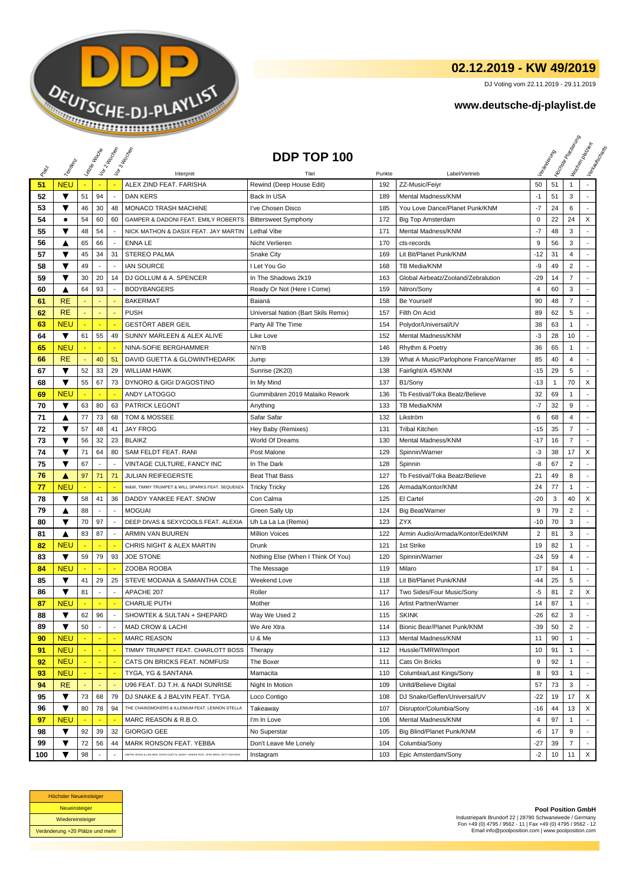# 02.12.2019 - KW 49/2019

DJ Voting vom 22.11.2019 - 29.11.2019

## www.deutsche-dj-playlist.de

## DDP TOP 100

| Platz | Tendenz | Letzte Woche | Vor 2 Wochen | Vor 3 Wochen | Interpret | Titel | Punkte | Label/Vertrieb | Veränderung | Höchste Platzierung | Wochen platziert | Verkaufscharts |
|---|---|---|---|---|---|---|---|---|---|---|---|---|
| 51 | NEU | - | - | - | ALEX ZIND FEAT. FARISHA | Rewind (Deep House Edit) | 192 | ZZ-Music/Feiyr | 50 | 51 | 1 | - |
| 52 | ▼ | 51 | 94 | - | DAN KERS | Back In USA | 189 | Mental Madness/KNM | -1 | 51 | 3 | - |
| 53 | ▼ | 46 | 30 | 48 | MONACO TRASH MACHINE | I've Chosen Disco | 185 | You Love Dance/Planet Punk/KNM | -7 | 24 | 6 | - |
| 54 | ● | 54 | 60 | 60 | GAMPER & DADONI FEAT. EMILY ROBERTS | Bittersweet Symphony | 172 | Big Top Amsterdam | 0 | 22 | 24 | X |
| 55 | ▼ | 48 | 54 | - | NICK MATHON & DASIX FEAT. JAY MARTIN | Lethal Vibe | 171 | Mental Madness/KNM | -7 | 48 | 3 | - |
| 56 | ▲ | 65 | 66 | - | ENNA LE | Nicht Verlieren | 170 | cts-records | 9 | 56 | 3 | - |
| 57 | ▼ | 45 | 34 | 31 | STEREO PALMA | Snake City | 169 | Lit Bit/Planet Punk/KNM | -12 | 31 | 4 | - |
| 58 | ▼ | 49 | - | - | IAN SOURCE | I Let You Go | 168 | TB Media/KNM | -9 | 49 | 2 | - |
| 59 | ▼ | 30 | 20 | 14 | DJ GOLLUM & A. SPENCER | In The Shadows 2k19 | 163 | Global Airbeatz/Zooland/Zebralution | -29 | 14 | 7 | - |
| 60 | ▲ | 64 | 93 | - | BODYBANGERS | Ready Or Not (Here I Come) | 159 | Nitron/Sony | 4 | 60 | 3 | - |
| 61 | RE | - | - | - | BAKERMAT | Baianá | 158 | Be Yourself | 90 | 48 | 7 | - |
| 62 | RE | - | - | - | PUSH | Universal Nation (Bart Skils Remix) | 157 | Filth On Acid | 89 | 62 | 5 | - |
| 63 | NEU | - | - | - | GESTÖRT ABER GEIL | Party All The Time | 154 | Polydor/Universal/UV | 38 | 63 | 1 | - |
| 64 | ▼ | 61 | 55 | 49 | SUNNY MARLEEN & ALEX ALIVE | Like Love | 152 | Mental Madness/KNM | -3 | 28 | 10 | - |
| 65 | NEU | - | - | - | NINA-SOFIE BERGHAMMER | Ni'n'B | 146 | Rhythm & Poetry | 36 | 65 | 1 | - |
| 66 | RE | - | 40 | 51 | DAVID GUETTA & GLOWINTHEDARK | Jump | 139 | What A Music/Parlophone France/Warner | 85 | 40 | 4 | - |
| 67 | ▼ | 52 | 33 | 29 | WILLIAM HAWK | Sunrise (2K20) | 138 | Fairlight/A 45/KNM | -15 | 29 | 5 | - |
| 68 | ▼ | 55 | 67 | 73 | DYNORO & GIGI D'AGOSTINO | In My Mind | 137 | B1/Sony | -13 | 1 | 70 | X |
| 69 | NEU | - | - | - | ANDY LATOGGO | Gummibären 2019 Malaiko Rework | 136 | Tb Festival/Toka Beatz/Believe | 32 | 69 | 1 | - |
| 70 | ▼ | 63 | 80 | 63 | PATRICK LEGONT | Anything | 133 | TB Media/KNM | -7 | 32 | 9 | - |
| 71 | ▲ | 77 | 73 | 68 | TOM & MOSSEE | Safar Safar | 132 | Likström | 6 | 68 | 4 | - |
| 72 | ▼ | 57 | 48 | 41 | JAY FROG | Hey Baby (Remixes) | 131 | Tribal Kitchen | -15 | 35 | 7 | - |
| 73 | ▼ | 56 | 32 | 23 | BLAIKZ | World Of Dreams | 130 | Mental Madness/KNM | -17 | 16 | 7 | - |
| 74 | ▼ | 71 | 64 | 80 | SAM FELDT FEAT. RANI | Post Malone | 129 | Spinnin/Warner | -3 | 38 | 17 | X |
| 75 | ▼ | 67 | - | - | VINTAGE CULTURE, FANCY INC | In The Dark | 128 | Spinnin | -8 | 67 | 2 | - |
| 76 | ▲ | 97 | 71 | 71 | JULIAN REIFEGERSTE | Beat That Bass | 127 | Tb Festival/Toka Beatz/Believe | 21 | 49 | 8 | - |
| 77 | NEU | - | - | - | W&W, TIMMY TRUMPET & WILL SPARKS FEAT. SEQUENZA | Tricky Tricky | 126 | Armada/Kontor/KNM | 24 | 77 | 1 | - |
| 78 | ▼ | 58 | 41 | 36 | DADDY YANKEE FEAT. SNOW | Con Calma | 125 | El Cartel | -20 | 3 | 40 | X |
| 79 | ▲ | 88 | - | - | MOGUAI | Green Sally Up | 124 | Big Beat/Warner | 9 | 79 | 2 | - |
| 80 | ▼ | 70 | 97 | - | DEEP DIVAS & SEXYCOOLS FEAT. ALEXIA | Uh La La La (Remix) | 123 | ZYX | -10 | 70 | 3 | - |
| 81 | ▲ | 83 | 87 | - | ARMIN VAN BUUREN | Million Voices | 122 | Armin Audio/Armada/Kontor/Edel/KNM | 2 | 81 | 3 | - |
| 82 | NEU | - | - | - | CHRIS NIGHT & ALEX MARTIN | Drunk | 121 | 1st Strike | 19 | 82 | 1 | - |
| 83 | ▼ | 59 | 79 | 93 | JOE STONE | Nothing Else (When I Think Of You) | 120 | Spinnin/Warner | -24 | 59 | 4 | - |
| 84 | NEU | - | - | - | ZOOBA ROOBA | The Message | 119 | Milaro | 17 | 84 | 1 | - |
| 85 | ▼ | 41 | 29 | 25 | STEVE MODANA & SAMANTHA COLE | Weekend Love | 118 | Lit Bit/Planet Punk/KNM | -44 | 25 | 5 | - |
| 86 | ▼ | 81 | - | - | APACHE 207 | Roller | 117 | Two Sides/Four Music/Sony | -5 | 81 | 2 | X |
| 87 | NEU | - | - | - | CHARLIE PUTH | Mother | 116 | Artist Partner/Warner | 14 | 87 | 1 | - |
| 88 | ▼ | 62 | 96 | - | SHOWTEK & SULTAN + SHEPARD | Way We Used 2 | 115 | SKINK | -26 | 62 | 3 | - |
| 89 | ▼ | 50 | - | - | MAD CROW & LACHI | We Are Xtra | 114 | Bionic Bear/Planet Punk/KNM | -39 | 50 | 2 | - |
| 90 | NEU | - | - | - | MARC REASON | U & Me | 113 | Mental Madness/KNM | 11 | 90 | 1 | - |
| 91 | NEU | - | - | - | TIMMY TRUMPET FEAT. CHARLOTT BOSS | Therapy | 112 | Hussle/TMRW/Import | 10 | 91 | 1 | - |
| 92 | NEU | - | - | - | CATS ON BRICKS FEAT. NOMFUSI | The Boxer | 111 | Cats On Bricks | 9 | 92 | 1 | - |
| 93 | NEU | - | - | - | TYGA, YG & SANTANA | Mamacita | 110 | Columbia/Last Kings/Sony | 8 | 93 | 1 | - |
| 94 | RE | - | - | - | U96 FEAT. DJ T.H. & NADI SUNRISE | Night In Motion | 109 | Unltd/Believe Digital | 57 | 73 | 3 | - |
| 95 | ▼ | 73 | 68 | 79 | DJ SNAKE & J BALVIN FEAT. TYGA | Loco Contigo | 108 | DJ Snake/Geffen/Universal/UV | -22 | 19 | 17 | X |
| 96 | ▼ | 80 | 78 | 94 | THE CHAINSMOKERS & ILLENIUM FEAT. LENNON STELLA | Takeaway | 107 | Disruptor/Columbia/Sony | -16 | 44 | 13 | X |
| 97 | NEU | - | - | - | MARC REASON & R.B.O. | I'm In Love | 106 | Mental Madness/KNM | 4 | 97 | 1 | - |
| 98 | ▼ | 92 | 39 | 32 | GIORGIO GEE | No Superstar | 105 | Big Blind/Planet Punk/KNM | -6 | 17 | 9 | - |
| 99 | ▼ | 72 | 56 | 44 | MARK RONSON FEAT. YEBBA | Don't Leave Me Lonely | 104 | Columbia/Sony | -27 | 39 | 7 | - |
| 100 | ▼ | 98 | - | - | DIMITRI VEGAS & LIKE MIKE, DAVID GUETTA, DADDY YANKEE FEAT. AFRO BROS, NATTI NATASHA | Instagram | 103 | Epic Amsterdam/Sony | -2 | 10 | 11 | X |

Höchster Neueinsteiger
Neueinsteiger
Wiedereinsteiger
Veränderung +20 Plätze und mehr

**Pool Position GmbH**
Industriepark Brundorf 22 | 28790 Schwanewede / Germany
Fon +49 (0) 4795 / 9562 - 11 | Fax +49 (0) 4795 / 9562 - 12
Email info@poolposition.com | www.poolposition.com